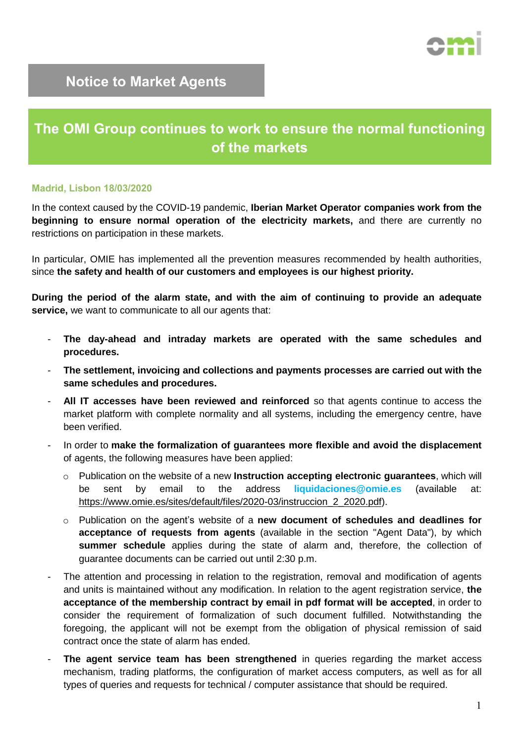**Notice to Market Agents**

# The OMI Group continues to work to ensure the normal functioning of the markets

**Madrid, Lisbon 18/03/2020**

In the context caused by the COVID-19 pandemic, **Iberian Market Operator companies work from the beginning to ensure normal operation of the electricity markets,** and there are currently no restrictions on participation in these markets.

In particular, OMIE has implemented all the prevention measures recommended by health authorities, since **the safety and health of our customers and employees is our highest priority.**

**During the period of the alarm state, and with the aim of continuing to provide an adequate service,** we want to communicate to all our agents that:

- **The day-ahead and intraday markets are operated with the same schedules and procedures.**
- **The settlement, invoicing and collections and payments processes are carried out with the same schedules and procedures.**
- **All IT accesses have been reviewed and reinforced** so that agents continue to access the market platform with complete normality and all systems, including the emergency centre, have been verified.
- In order to **make the formalization of guarantees more flexible and avoid the displacement** of agents, the following measures have been applied:
    - Publication on the website of a new **Instruction accepting electronic guarantees**, which will be sent by email to the address **liquidaciones@omie.es** (available at: https://www.omie.es/sites/default/files/2020-03/instruccion_2_2020.pdf).
    - Publication on the agent's website of a **new document of schedules and deadlines for acceptance of requests from agents** (available in the section "Agent Data"), by which **summer schedule** applies during the state of alarm and, therefore, the collection of guarantee documents can be carried out until 2:30 p.m.
- The attention and processing in relation to the registration, removal and modification of agents and units is maintained without any modification. In relation to the agent registration service, **the acceptance of the membership contract by email in pdf format will be accepted**, in order to consider the requirement of formalization of such document fulfilled. Notwithstanding the foregoing, the applicant will not be exempt from the obligation of physical remission of said contract once the state of alarm has ended.
- **The agent service team has been strengthened** in queries regarding the market access mechanism, trading platforms, the configuration of market access computers, as well as for all types of queries and requests for technical / computer assistance that should be required.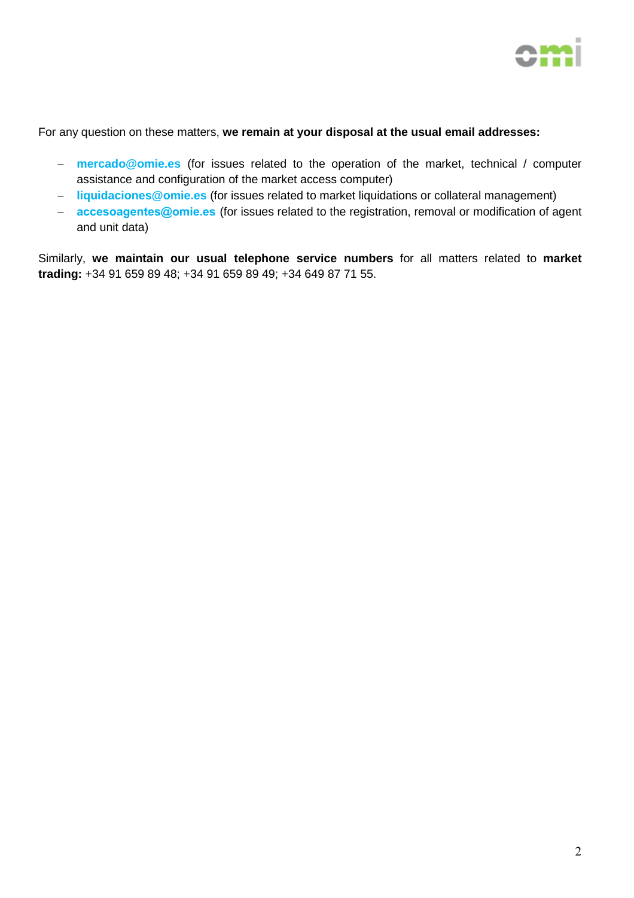For any question on these matters, **we remain at your disposal at the usual email addresses:**

- **mercado@omie.es** (for issues related to the operation of the market, technical / computer assistance and configuration of the market access computer)
- **liquidaciones@omie.es** (for issues related to market liquidations or collateral management)
- **accesoagentes@omie.es** (for issues related to the registration, removal or modification of agent and unit data)

Similarly, **we maintain our usual telephone service numbers** for all matters related to **market trading:** +34 91 659 89 48; +34 91 659 89 49; +34 649 87 71 55.